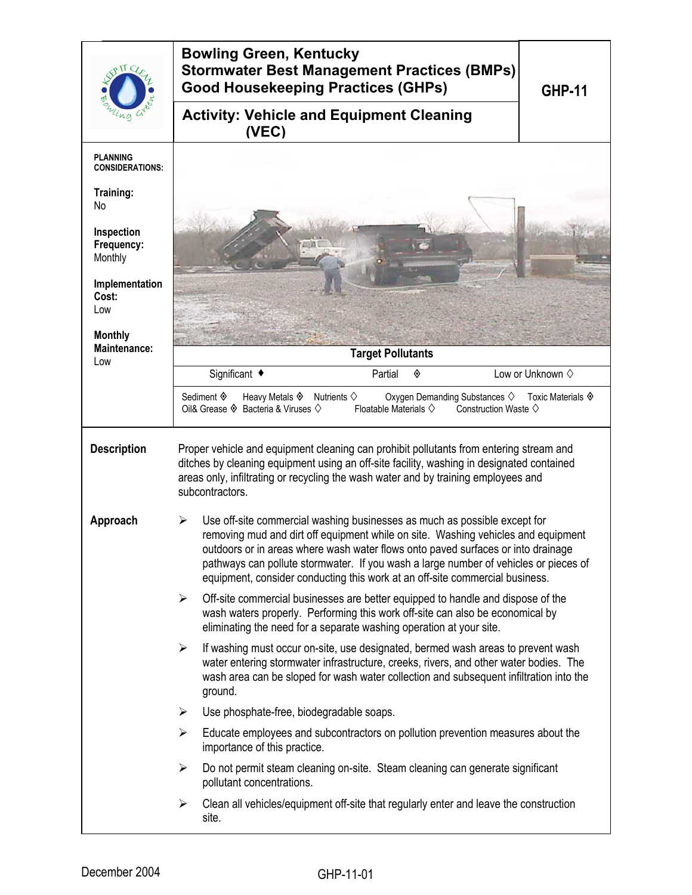# Bowling Green, Kentucky
## Stormwater Best Management Practices (BMPs)
## Good Housekeeping Practices (GHPs)

**GHP-11**

## Activity: Vehicle and Equipment Cleaning (VEC)

**PLANNING CONSIDERATIONS:**

**Training:**
No

**Inspection Frequency:**
Monthly

**Implementation Cost:**
Low

**Monthly Maintenance:**
Low

**Target Pollutants**

Significant ♦ Partial ◈ Low or Unknown ◇

Sediment ◈ Heavy Metals ◈ Nutrients ◇ Oxygen Demanding Substances ◇ Toxic Materials ◈
Oil& Grease ◈ Bacteria & Viruses ◇ Floatable Materials ◇ Construction Waste ◇

**Description**

Proper vehicle and equipment cleaning can prohibit pollutants from entering stream and ditches by cleaning equipment using an off-site facility, washing in designated contained areas only, infiltrating or recycling the wash water and by training employees and subcontractors.

**Approach**

- Use off-site commercial washing businesses as much as possible except for removing mud and dirt off equipment while on site. Washing vehicles and equipment outdoors or in areas where wash water flows onto paved surfaces or into drainage pathways can pollute stormwater. If you wash a large number of vehicles or pieces of equipment, consider conducting this work at an off-site commercial business.
- Off-site commercial businesses are better equipped to handle and dispose of the wash waters properly. Performing this work off-site can also be economical by eliminating the need for a separate washing operation at your site.
- If washing must occur on-site, use designated, bermed wash areas to prevent wash water entering stormwater infrastructure, creeks, rivers, and other water bodies. The wash area can be sloped for wash water collection and subsequent infiltration into the ground.
- Use phosphate-free, biodegradable soaps.
- Educate employees and subcontractors on pollution prevention measures about the importance of this practice.
- Do not permit steam cleaning on-site. Steam cleaning can generate significant pollutant concentrations.
- Clean all vehicles/equipment off-site that regularly enter and leave the construction site.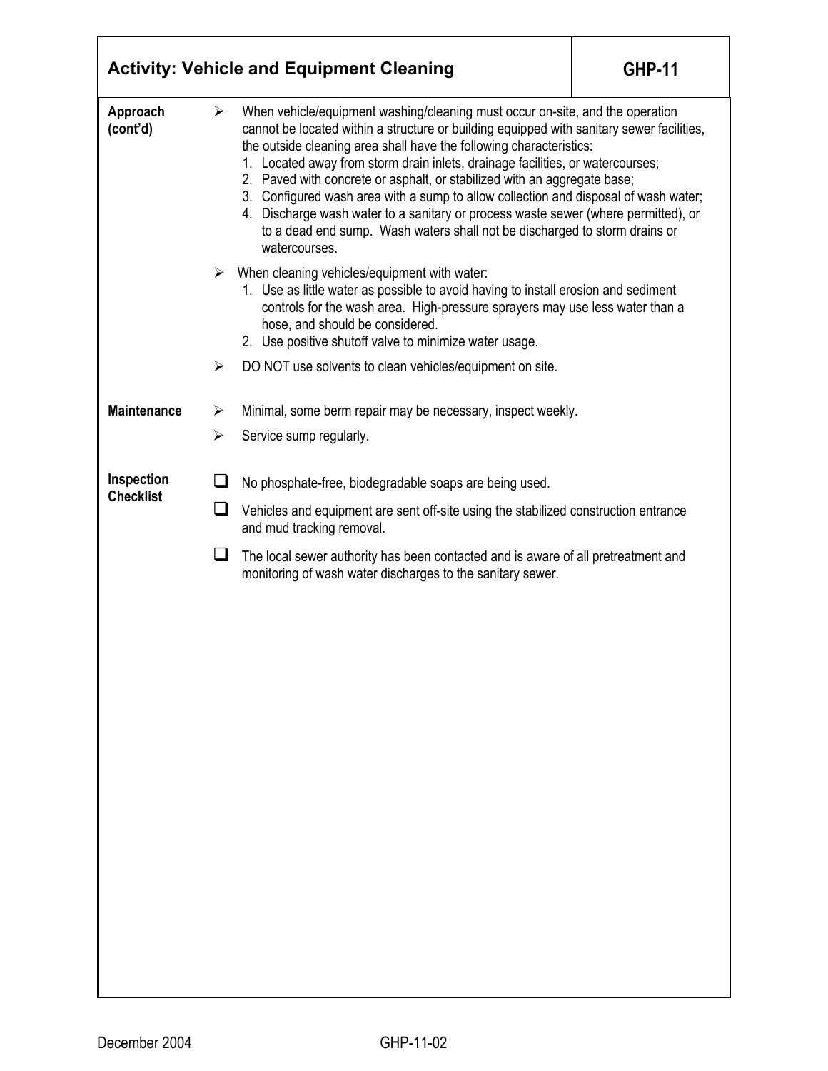## Activity: Vehicle and Equipment Cleaning — GHP-11

**Approach (cont'd)**

- When vehicle/equipment washing/cleaning must occur on-site, and the operation cannot be located within a structure or building equipped with sanitary sewer facilities, the outside cleaning area shall have the following characteristics:
  1. Located away from storm drain inlets, drainage facilities, or watercourses;
  2. Paved with concrete or asphalt, or stabilized with an aggregate base;
  3. Configured wash area with a sump to allow collection and disposal of wash water;
  4. Discharge wash water to a sanitary or process waste sewer (where permitted), or to a dead end sump. Wash waters shall not be discharged to storm drains or watercourses.
- When cleaning vehicles/equipment with water:
  1. Use as little water as possible to avoid having to install erosion and sediment controls for the wash area. High-pressure sprayers may use less water than a hose, and should be considered.
  2. Use positive shutoff valve to minimize water usage.
- DO NOT use solvents to clean vehicles/equipment on site.

**Maintenance**

- Minimal, some berm repair may be necessary, inspect weekly.
- Service sump regularly.

**Inspection Checklist**

- [ ] No phosphate-free, biodegradable soaps are being used.
- [ ] Vehicles and equipment are sent off-site using the stabilized construction entrance and mud tracking removal.
- [ ] The local sewer authority has been contacted and is aware of all pretreatment and monitoring of wash water discharges to the sanitary sewer.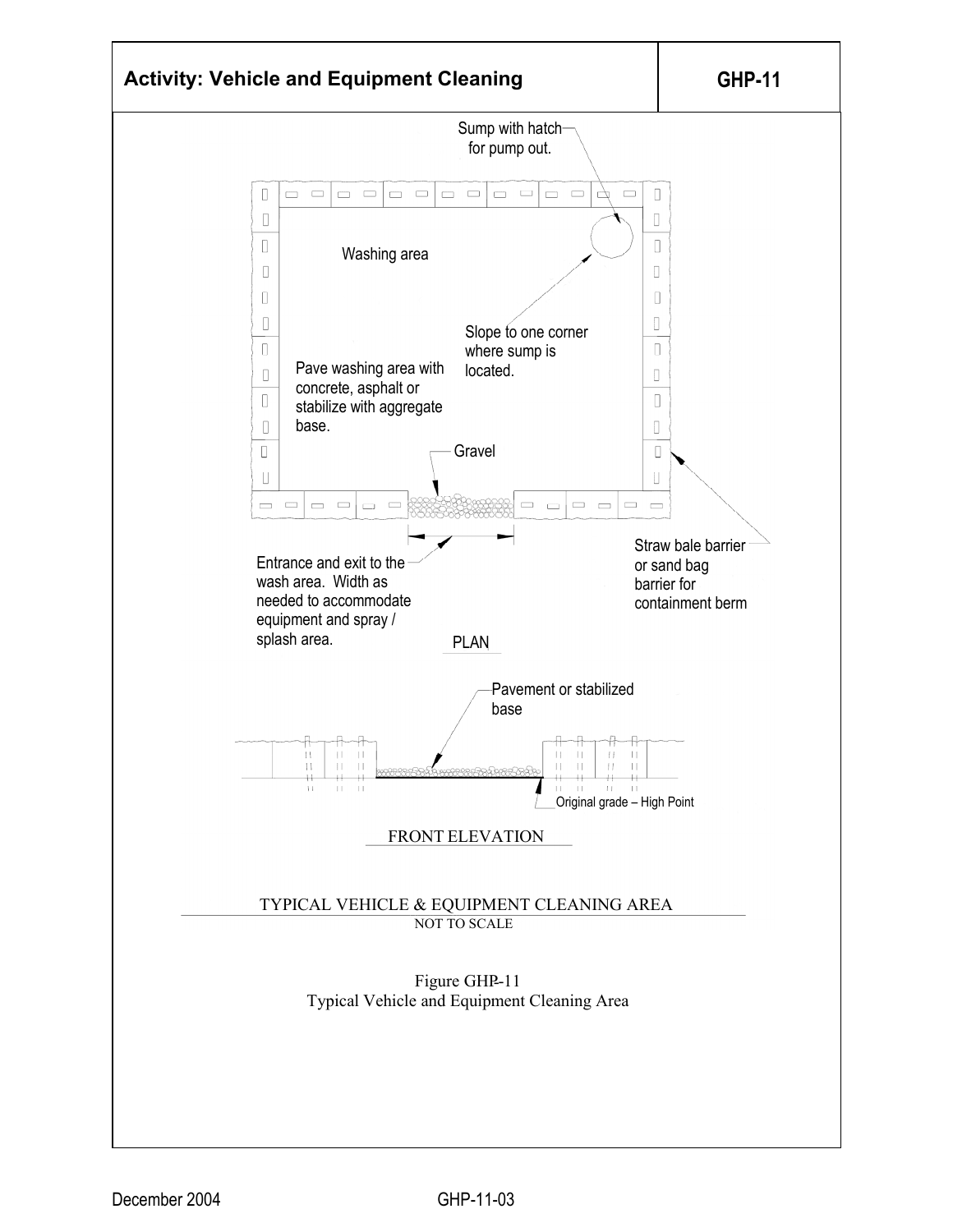| Activity: Vehicle and Equipment Cleaning | GHP-11 |
|---|---|

Sump with hatch for pump out.

Washing area

Slope to one corner where sump is located.

Pave washing area with concrete, asphalt or stabilize with aggregate base.

Gravel

Entrance and exit to the wash area. Width as needed to accommodate equipment and spray / splash area.

Straw bale barrier or sand bag barrier for containment berm

PLAN

Pavement or stabilized base

Original grade – High Point

FRONT ELEVATION

TYPICAL VEHICLE & EQUIPMENT CLEANING AREA
NOT TO SCALE

Figure GHP-11
Typical Vehicle and Equipment Cleaning Area